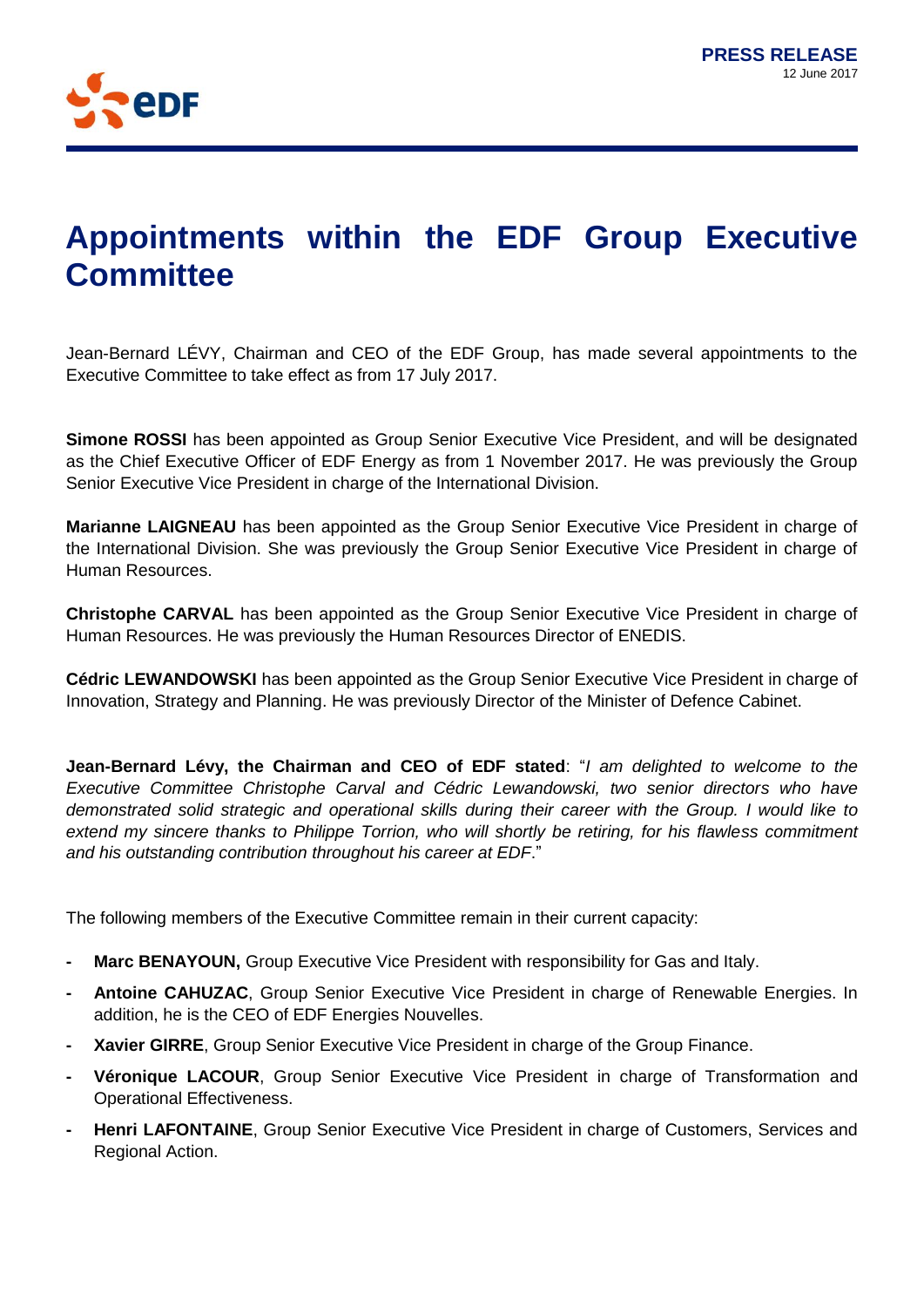**PRESS RELEASE**
12 June 2017

# Appointments within the EDF Group Executive Committee

Jean-Bernard LÉVY, Chairman and CEO of the EDF Group, has made several appointments to the Executive Committee to take effect as from 17 July 2017.

**Simone ROSSI** has been appointed as Group Senior Executive Vice President, and will be designated as the Chief Executive Officer of EDF Energy as from 1 November 2017. He was previously the Group Senior Executive Vice President in charge of the International Division.

**Marianne LAIGNEAU** has been appointed as the Group Senior Executive Vice President in charge of the International Division. She was previously the Group Senior Executive Vice President in charge of Human Resources.

**Christophe CARVAL** has been appointed as the Group Senior Executive Vice President in charge of Human Resources. He was previously the Human Resources Director of ENEDIS.

**Cédric LEWANDOWSKI** has been appointed as the Group Senior Executive Vice President in charge of Innovation, Strategy and Planning. He was previously Director of the Minister of Defence Cabinet.

**Jean-Bernard Lévy, the Chairman and CEO of EDF stated**: "*I am delighted to welcome to the Executive Committee Christophe Carval and Cédric Lewandowski, two senior directors who have demonstrated solid strategic and operational skills during their career with the Group. I would like to extend my sincere thanks to Philippe Torrion, who will shortly be retiring, for his flawless commitment and his outstanding contribution throughout his career at EDF*."

The following members of the Executive Committee remain in their current capacity:

- **Marc BENAYOUN,** Group Executive Vice President with responsibility for Gas and Italy.
- **Antoine CAHUZAC**, Group Senior Executive Vice President in charge of Renewable Energies. In addition, he is the CEO of EDF Energies Nouvelles.
- **Xavier GIRRE**, Group Senior Executive Vice President in charge of the Group Finance.
- **Véronique LACOUR**, Group Senior Executive Vice President in charge of Transformation and Operational Effectiveness.
- **Henri LAFONTAINE**, Group Senior Executive Vice President in charge of Customers, Services and Regional Action.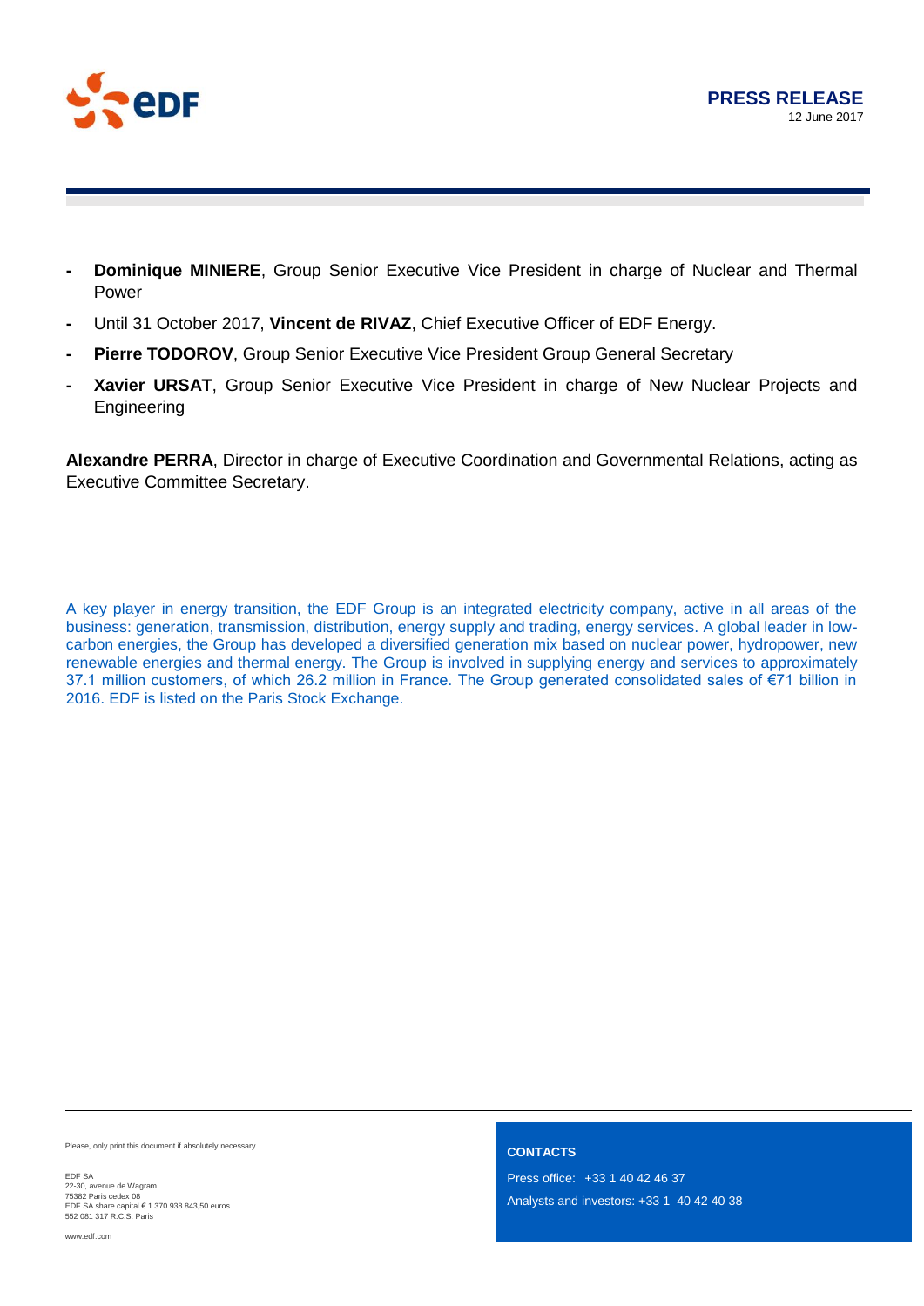- **Dominique MINIERE**, Group Senior Executive Vice President in charge of Nuclear and Thermal Power
- Until 31 October 2017, **Vincent de RIVAZ**, Chief Executive Officer of EDF Energy.
- **Pierre TODOROV**, Group Senior Executive Vice President Group General Secretary
- **Xavier URSAT**, Group Senior Executive Vice President in charge of New Nuclear Projects and Engineering

**Alexandre PERRA**, Director in charge of Executive Coordination and Governmental Relations, acting as Executive Committee Secretary.

A key player in energy transition, the EDF Group is an integrated electricity company, active in all areas of the business: generation, transmission, distribution, energy supply and trading, energy services. A global leader in low-carbon energies, the Group has developed a diversified generation mix based on nuclear power, hydropower, new renewable energies and thermal energy. The Group is involved in supplying energy and services to approximately 37.1 million customers, of which 26.2 million in France. The Group generated consolidated sales of €71 billion in 2016. EDF is listed on the Paris Stock Exchange.

Please, only print this document if absolutely necessary.

EDF SA
22-30, avenue de Wagram
75382 Paris cedex 08
EDF SA share capital € 1 370 938 843,50 euros
552 081 317 R.C.S. Paris

www.edf.com

**CONTACTS**

Press office: +33 1 40 42 46 37

Analysts and investors: +33 1 40 42 40 38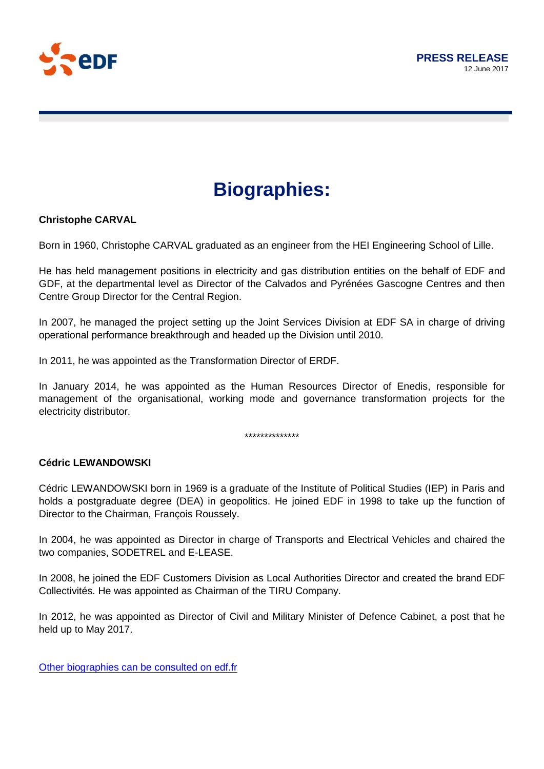# Biographies:

**Christophe CARVAL**

Born in 1960, Christophe CARVAL graduated as an engineer from the HEI Engineering School of Lille.

He has held management positions in electricity and gas distribution entities on the behalf of EDF and GDF, at the departmental level as Director of the Calvados and Pyrénées Gascogne Centres and then Centre Group Director for the Central Region.

In 2007, he managed the project setting up the Joint Services Division at EDF SA in charge of driving operational performance breakthrough and headed up the Division until 2010.

In 2011, he was appointed as the Transformation Director of ERDF.

In January 2014, he was appointed as the Human Resources Director of Enedis, responsible for management of the organisational, working mode and governance transformation projects for the electricity distributor.

**************

**Cédric LEWANDOWSKI**

Cédric LEWANDOWSKI born in 1969 is a graduate of the Institute of Political Studies (IEP) in Paris and holds a postgraduate degree (DEA) in geopolitics. He joined EDF in 1998 to take up the function of Director to the Chairman, François Roussely.

In 2004, he was appointed as Director in charge of Transports and Electrical Vehicles and chaired the two companies, SODETREL and E-LEASE.

In 2008, he joined the EDF Customers Division as Local Authorities Director and created the brand EDF Collectivités. He was appointed as Chairman of the TIRU Company.

In 2012, he was appointed as Director of Civil and Military Minister of Defence Cabinet, a post that he held up to May 2017.

[Other biographies can be consulted on edf.fr]